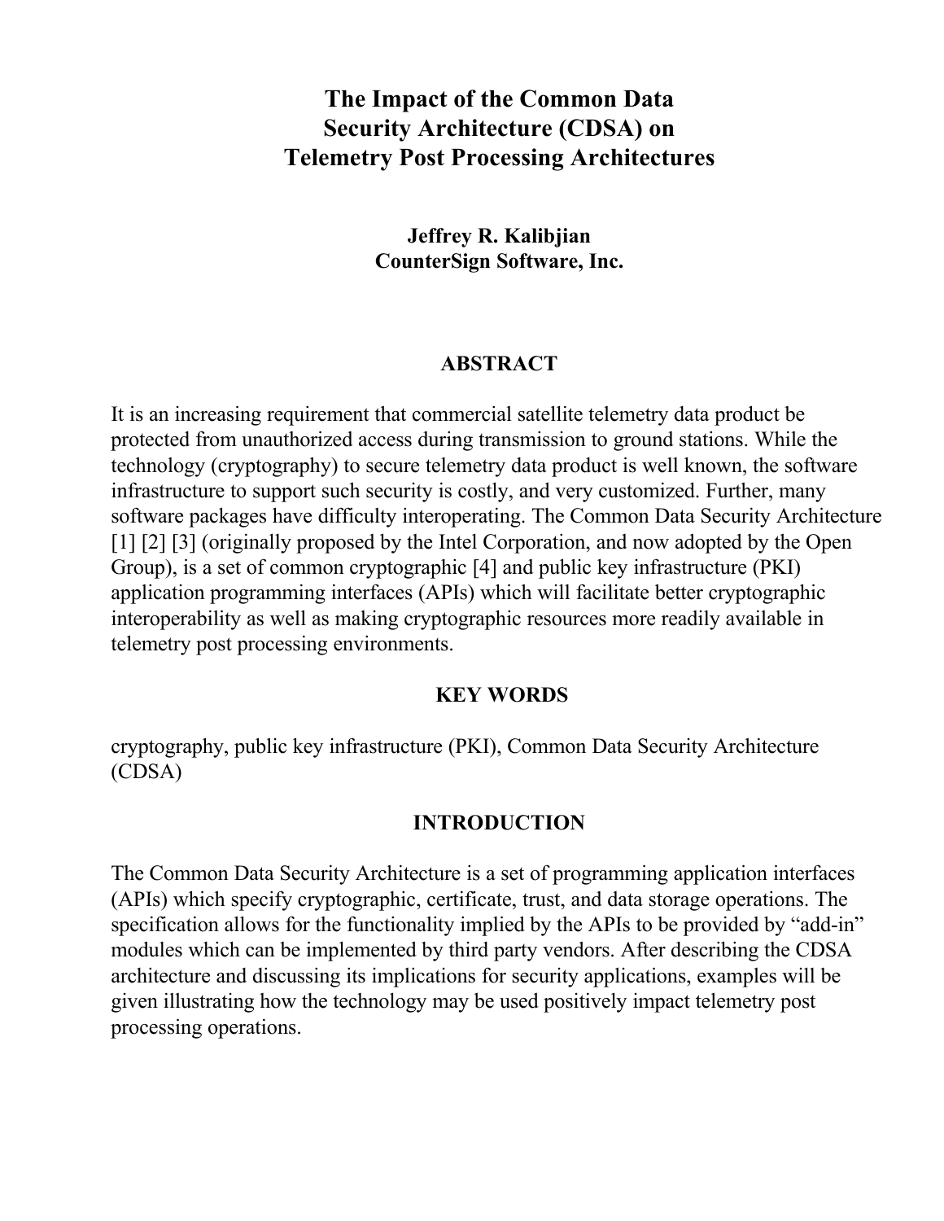# The Impact of the Common Data Security Architecture (CDSA) on Telemetry Post Processing Architectures

**Jeffrey R. Kalibjian**
**CounterSign Software, Inc.**

## ABSTRACT

It is an increasing requirement that commercial satellite telemetry data product be protected from unauthorized access during transmission to ground stations. While the technology (cryptography) to secure telemetry data product is well known, the software infrastructure to support such security is costly, and very customized. Further, many software packages have difficulty interoperating. The Common Data Security Architecture [1] [2] [3] (originally proposed by the Intel Corporation, and now adopted by the Open Group), is a set of common cryptographic [4] and public key infrastructure (PKI) application programming interfaces (APIs) which will facilitate better cryptographic interoperability as well as making cryptographic resources more readily available in telemetry post processing environments.

## KEY WORDS

cryptography, public key infrastructure (PKI), Common Data Security Architecture (CDSA)

## INTRODUCTION

The Common Data Security Architecture is a set of programming application interfaces (APIs) which specify cryptographic, certificate, trust, and data storage operations. The specification allows for the functionality implied by the APIs to be provided by "add-in" modules which can be implemented by third party vendors. After describing the CDSA architecture and discussing its implications for security applications, examples will be given illustrating how the technology may be used positively impact telemetry post processing operations.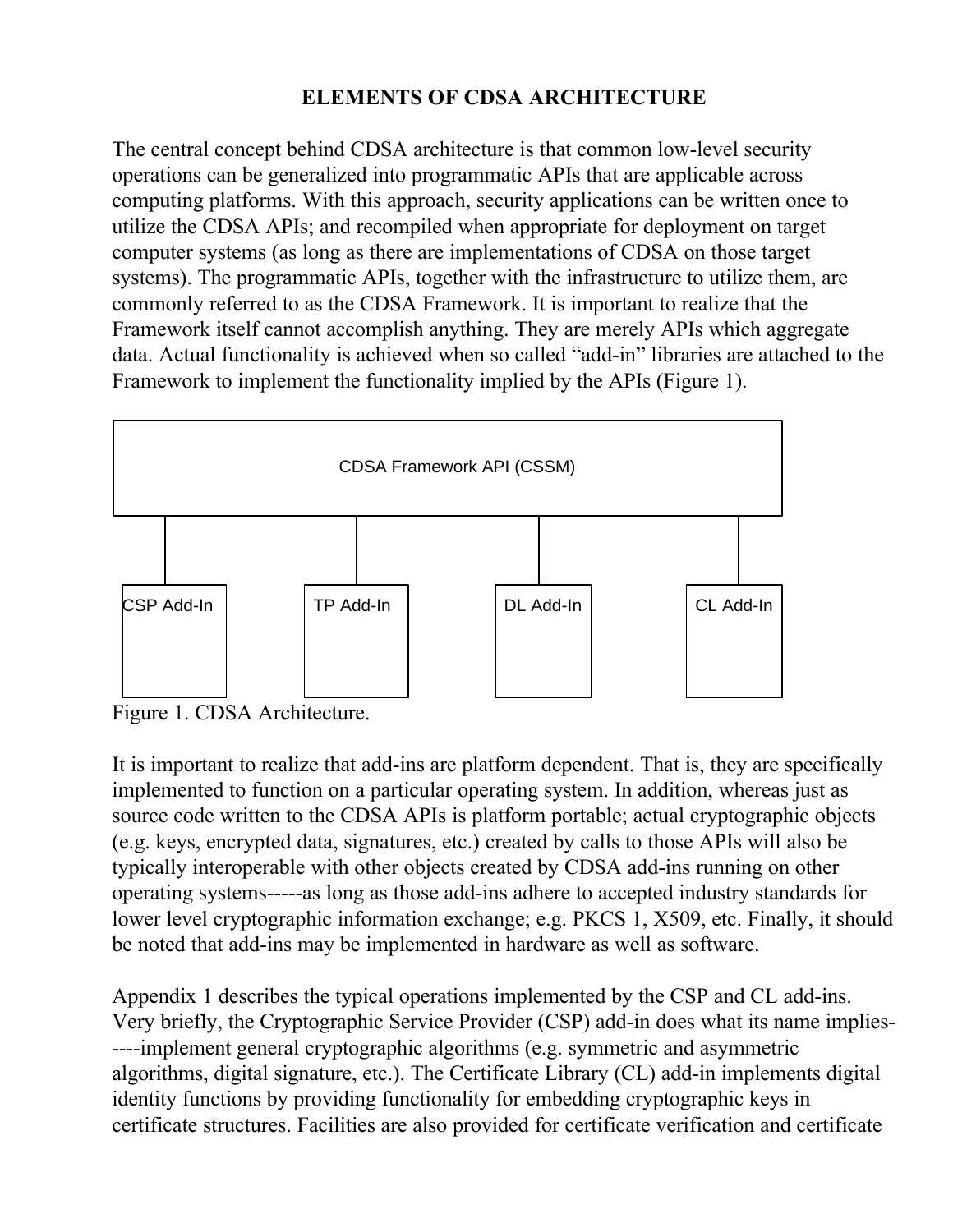## ELEMENTS OF CDSA ARCHITECTURE

The central concept behind CDSA architecture is that common low-level security operations can be generalized into programmatic APIs that are applicable across computing platforms. With this approach, security applications can be written once to utilize the CDSA APIs; and recompiled when appropriate for deployment on target computer systems (as long as there are implementations of CDSA on those target systems). The programmatic APIs, together with the infrastructure to utilize them, are commonly referred to as the CDSA Framework. It is important to realize that the Framework itself cannot accomplish anything. They are merely APIs which aggregate data. Actual functionality is achieved when so called "add-in" libraries are attached to the Framework to implement the functionality implied by the APIs (Figure 1).

CDSA Framework API (CSSM)

CSP Add-In | TP Add-In | DL Add-In | CL Add-In

Figure 1. CDSA Architecture.

It is important to realize that add-ins are platform dependent. That is, they are specifically implemented to function on a particular operating system. In addition, whereas just as source code written to the CDSA APIs is platform portable; actual cryptographic objects (e.g. keys, encrypted data, signatures, etc.) created by calls to those APIs will also be typically interoperable with other objects created by CDSA add-ins running on other operating systems-----as long as those add-ins adhere to accepted industry standards for lower level cryptographic information exchange; e.g. PKCS 1, X509, etc. Finally, it should be noted that add-ins may be implemented in hardware as well as software.

Appendix 1 describes the typical operations implemented by the CSP and CL add-ins. Very briefly, the Cryptographic Service Provider (CSP) add-in does what its name implies-----implement general cryptographic algorithms (e.g. symmetric and asymmetric algorithms, digital signature, etc.). The Certificate Library (CL) add-in implements digital identity functions by providing functionality for embedding cryptographic keys in certificate structures. Facilities are also provided for certificate verification and certificate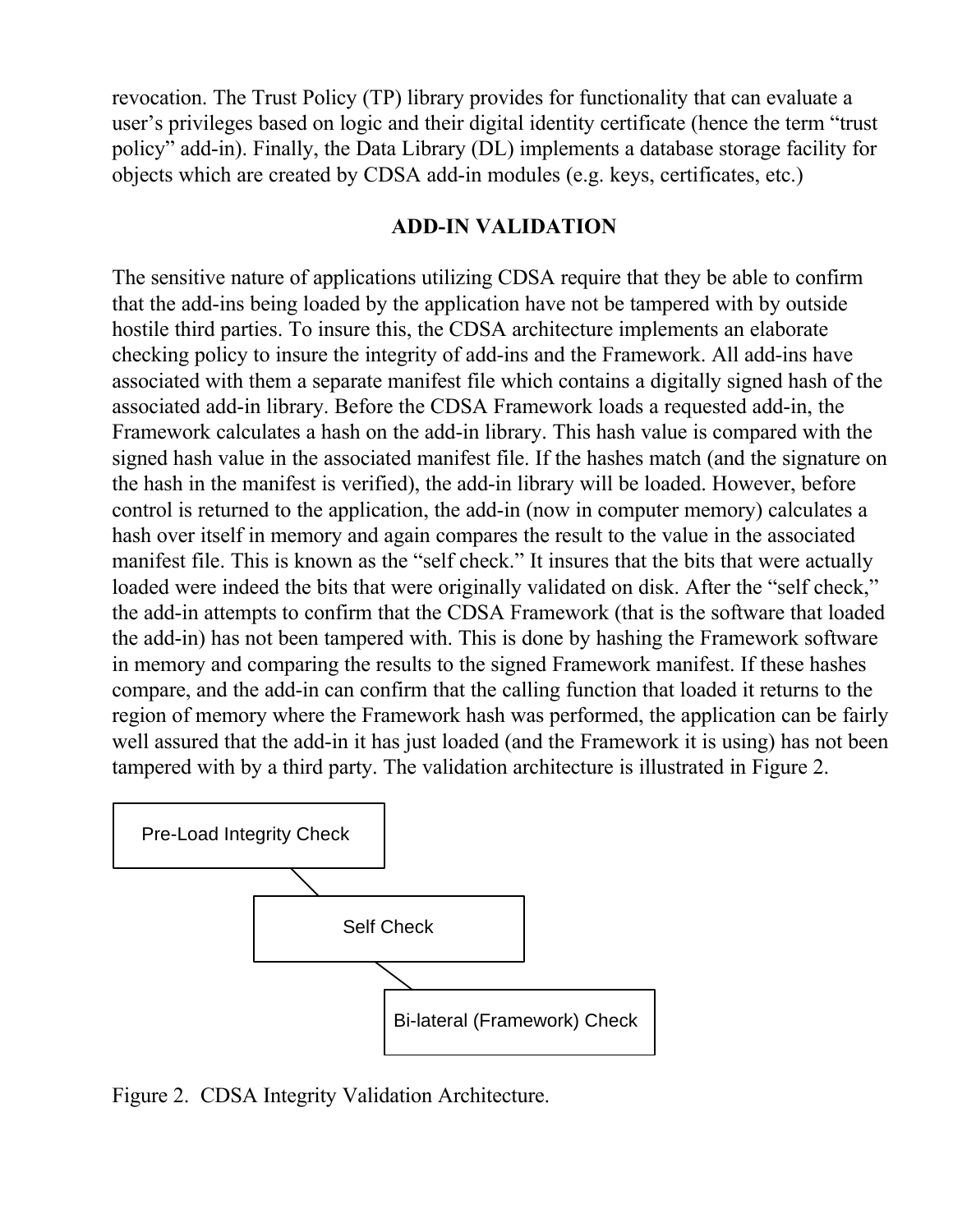revocation. The Trust Policy (TP) library provides for functionality that can evaluate a user's privileges based on logic and their digital identity certificate (hence the term "trust policy" add-in). Finally, the Data Library (DL) implements a database storage facility for objects which are created by CDSA add-in modules (e.g. keys, certificates, etc.)

## ADD-IN VALIDATION

The sensitive nature of applications utilizing CDSA require that they be able to confirm that the add-ins being loaded by the application have not be tampered with by outside hostile third parties. To insure this, the CDSA architecture implements an elaborate checking policy to insure the integrity of add-ins and the Framework. All add-ins have associated with them a separate manifest file which contains a digitally signed hash of the associated add-in library. Before the CDSA Framework loads a requested add-in, the Framework calculates a hash on the add-in library. This hash value is compared with the signed hash value in the associated manifest file. If the hashes match (and the signature on the hash in the manifest is verified), the add-in library will be loaded. However, before control is returned to the application, the add-in (now in computer memory) calculates a hash over itself in memory and again compares the result to the value in the associated manifest file. This is known as the "self check." It insures that the bits that were actually loaded were indeed the bits that were originally validated on disk. After the "self check," the add-in attempts to confirm that the CDSA Framework (that is the software that loaded the add-in) has not been tampered with. This is done by hashing the Framework software in memory and comparing the results to the signed Framework manifest. If these hashes compare, and the add-in can confirm that the calling function that loaded it returns to the region of memory where the Framework hash was performed, the application can be fairly well assured that the add-in it has just loaded (and the Framework it is using) has not been tampered with by a third party. The validation architecture is illustrated in Figure 2.

Pre-Load Integrity Check

Self Check

Bi-lateral (Framework) Check

Figure 2. CDSA Integrity Validation Architecture.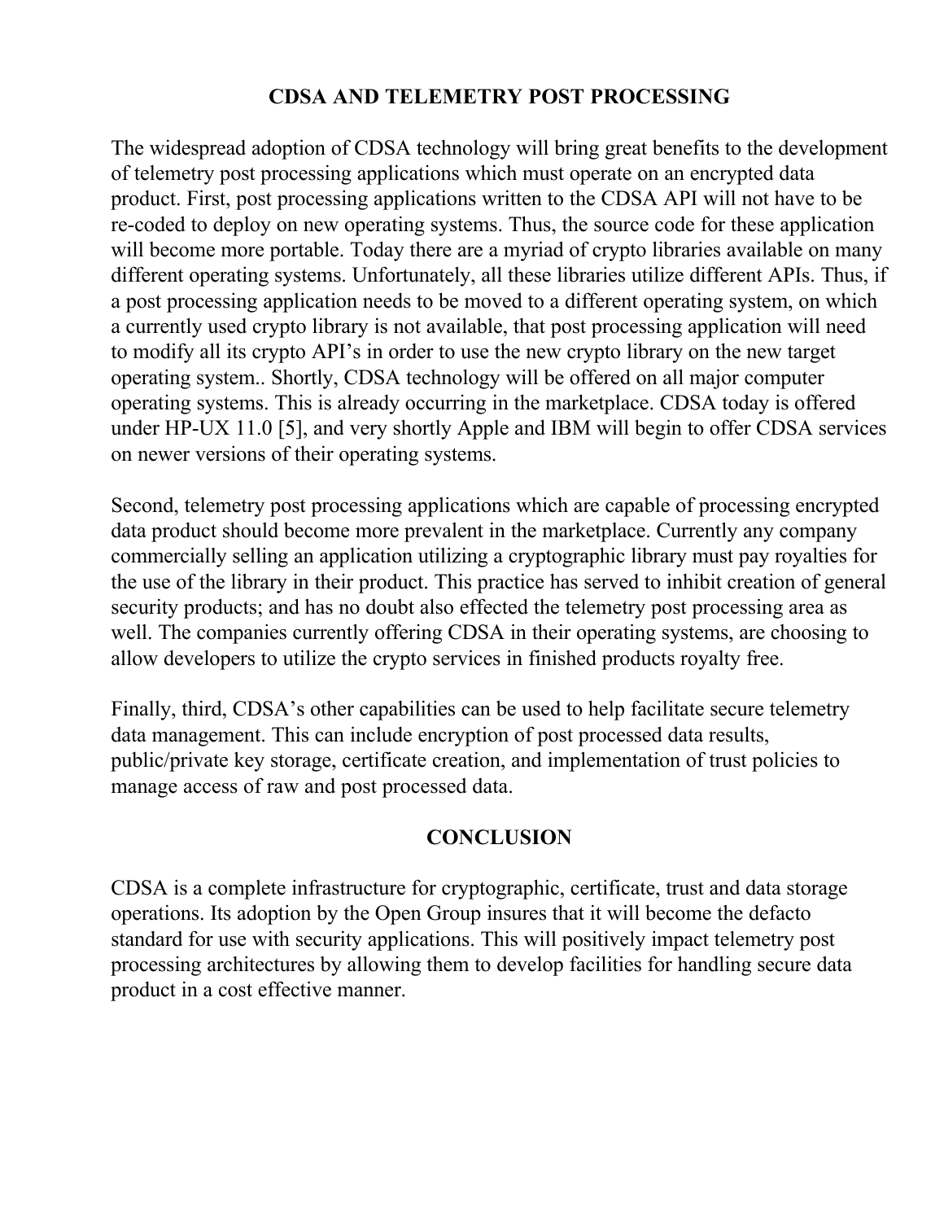## CDSA AND TELEMETRY POST PROCESSING

The widespread adoption of CDSA technology will bring great benefits to the development of telemetry post processing applications which must operate on an encrypted data product. First, post processing applications written to the CDSA API will not have to be re-coded to deploy on new operating systems. Thus, the source code for these application will become more portable. Today there are a myriad of crypto libraries available on many different operating systems. Unfortunately, all these libraries utilize different APIs. Thus, if a post processing application needs to be moved to a different operating system, on which a currently used crypto library is not available, that post processing application will need to modify all its crypto API's in order to use the new crypto library on the new target operating system.. Shortly, CDSA technology will be offered on all major computer operating systems. This is already occurring in the marketplace. CDSA today is offered under HP-UX 11.0 [5], and very shortly Apple and IBM will begin to offer CDSA services on newer versions of their operating systems.

Second, telemetry post processing applications which are capable of processing encrypted data product should become more prevalent in the marketplace. Currently any company commercially selling an application utilizing a cryptographic library must pay royalties for the use of the library in their product. This practice has served to inhibit creation of general security products; and has no doubt also effected the telemetry post processing area as well. The companies currently offering CDSA in their operating systems, are choosing to allow developers to utilize the crypto services in finished products royalty free.

Finally, third, CDSA's other capabilities can be used to help facilitate secure telemetry data management. This can include encryption of post processed data results, public/private key storage, certificate creation, and implementation of trust policies to manage access of raw and post processed data.

## CONCLUSION

CDSA is a complete infrastructure for cryptographic, certificate, trust and data storage operations. Its adoption by the Open Group insures that it will become the defacto standard for use with security applications. This will positively impact telemetry post processing architectures by allowing them to develop facilities for handling secure data product in a cost effective manner.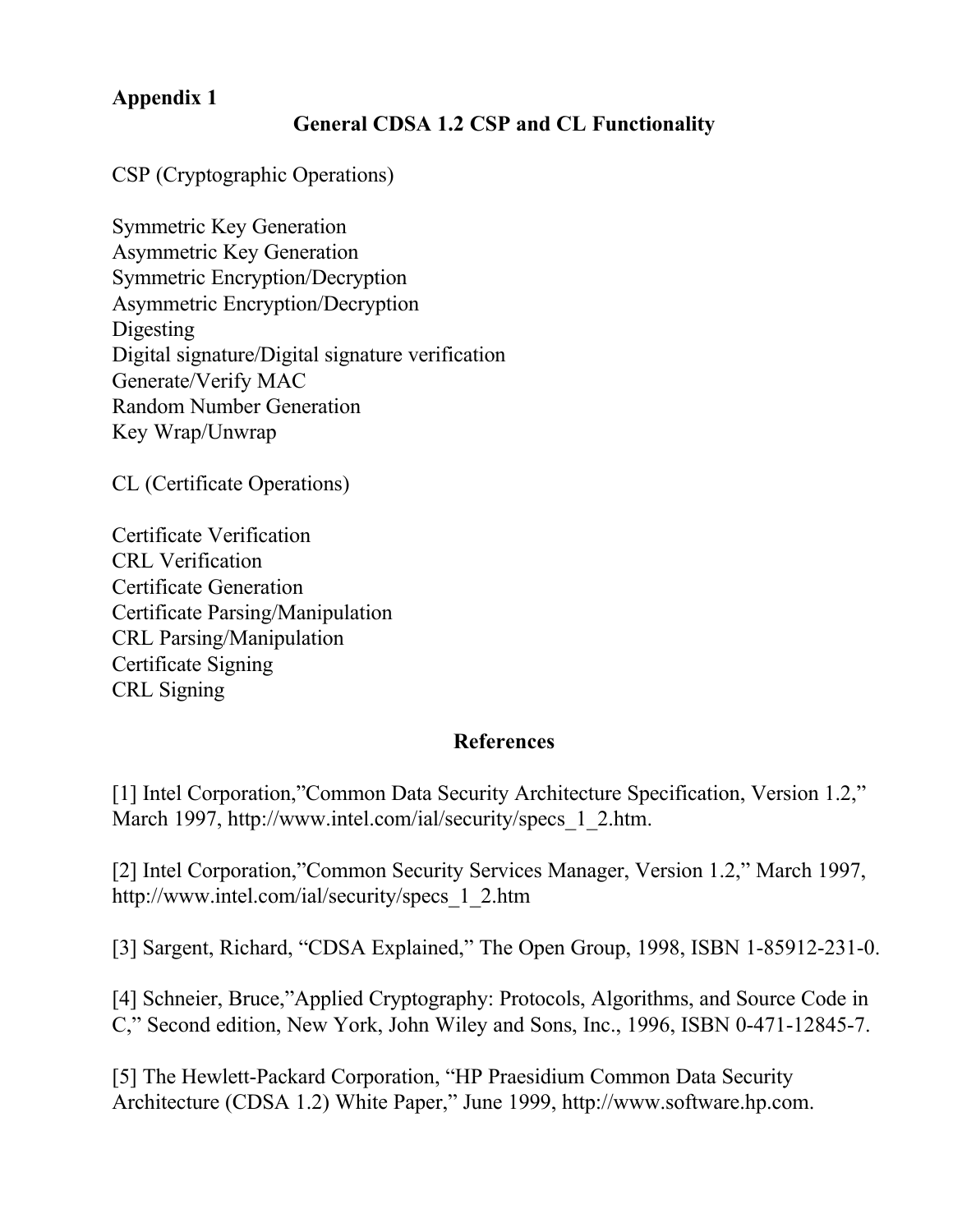**Appendix 1**

## General CDSA 1.2 CSP and CL Functionality

CSP (Cryptographic Operations)

Symmetric Key Generation
Asymmetric Key Generation
Symmetric Encryption/Decryption
Asymmetric Encryption/Decryption
Digesting
Digital signature/Digital signature verification
Generate/Verify MAC
Random Number Generation
Key Wrap/Unwrap

CL (Certificate Operations)

Certificate Verification
CRL Verification
Certificate Generation
Certificate Parsing/Manipulation
CRL Parsing/Manipulation
Certificate Signing
CRL Signing

## References

[1] Intel Corporation,"Common Data Security Architecture Specification, Version 1.2," March 1997, http://www.intel.com/ial/security/specs_1_2.htm.

[2] Intel Corporation,"Common Security Services Manager, Version 1.2," March 1997, http://www.intel.com/ial/security/specs_1_2.htm

[3] Sargent, Richard, "CDSA Explained," The Open Group, 1998, ISBN 1-85912-231-0.

[4] Schneier, Bruce,"Applied Cryptography: Protocols, Algorithms, and Source Code in C," Second edition, New York, John Wiley and Sons, Inc., 1996, ISBN 0-471-12845-7.

[5] The Hewlett-Packard Corporation, "HP Praesidium Common Data Security Architecture (CDSA 1.2) White Paper," June 1999, http://www.software.hp.com.